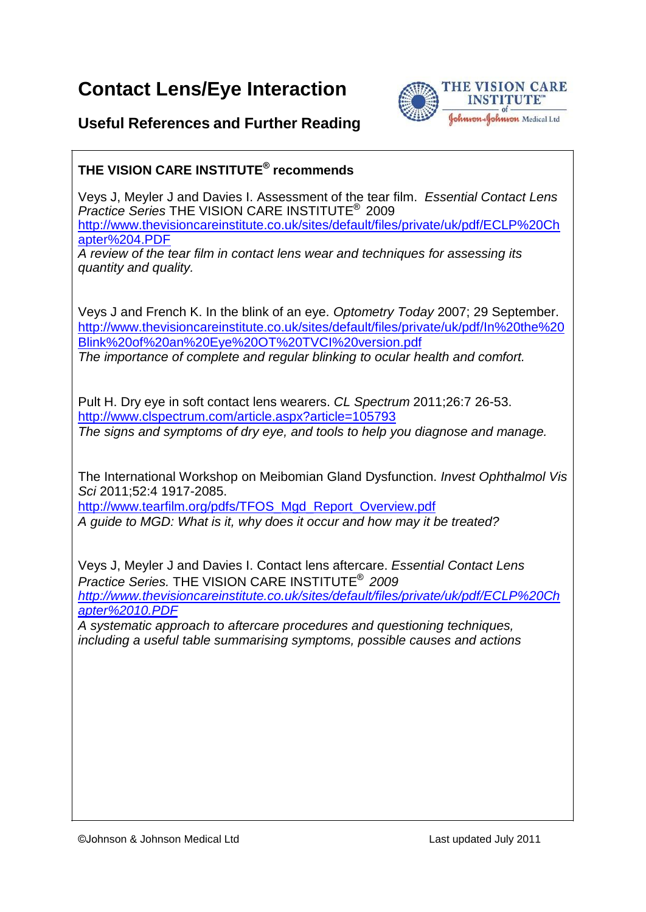# Contact Lens/Eye Interaction

## Useful References and Further Reading

### THE VISION CARE INSTITUTE® recommends

Veys J, Meyler J and Davies I. Assessment of the tear film. *Essential Contact Lens Practice Series* THE VISION CARE INSTITUTE® 2009
http://www.thevisioncareinstitute.co.uk/sites/default/files/private/uk/pdf/ECLP%20Chapter%204.PDF
*A review of the tear film in contact lens wear and techniques for assessing its quantity and quality.*

Veys J and French K. In the blink of an eye. *Optometry Today* 2007; 29 September.
http://www.thevisioncareinstitute.co.uk/sites/default/files/private/uk/pdf/In%20the%20Blink%20of%20an%20Eye%20OT%20TVCI%20version.pdf
*The importance of complete and regular blinking to ocular health and comfort.*

Pult H. Dry eye in soft contact lens wearers. *CL Spectrum* 2011;26:7 26-53.
http://www.clspectrum.com/article.aspx?article=105793
*The signs and symptoms of dry eye, and tools to help you diagnose and manage.*

The International Workshop on Meibomian Gland Dysfunction. *Invest Ophthalmol Vis Sci* 2011;52:4 1917-2085.
http://www.tearfilm.org/pdfs/TFOS_Mgd_Report_Overview.pdf
*A guide to MGD: What is it, why does it occur and how may it be treated?*

Veys J, Meyler J and Davies I. Contact lens aftercare. *Essential Contact Lens Practice Series.* THE VISION CARE INSTITUTE® *2009*
*http://www.thevisioncareinstitute.co.uk/sites/default/files/private/uk/pdf/ECLP%20Chapter%2010.PDF*
*A systematic approach to aftercare procedures and questioning techniques, including a useful table summarising symptoms, possible causes and actions*

©Johnson & Johnson Medical Ltd — Last updated July 2011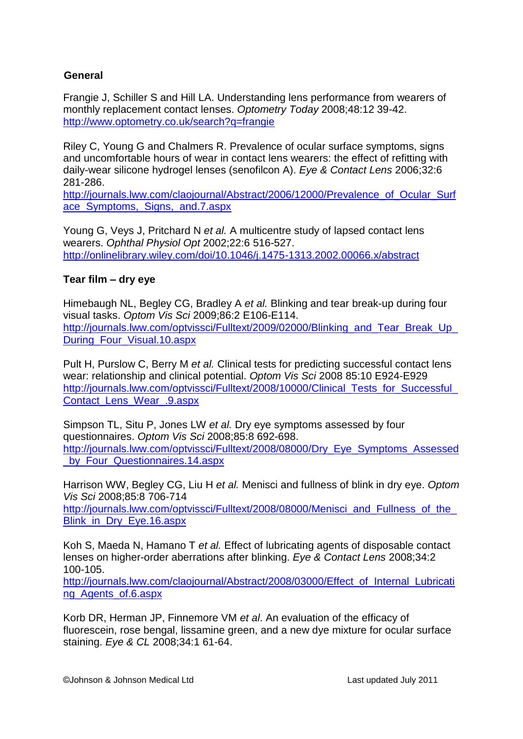## General

Frangie J, Schiller S and Hill LA. Understanding lens performance from wearers of monthly replacement contact lenses. *Optometry Today* 2008;48:12 39-42.
http://www.optometry.co.uk/search?q=frangie

Riley C, Young G and Chalmers R. Prevalence of ocular surface symptoms, signs and uncomfortable hours of wear in contact lens wearers: the effect of refitting with daily-wear silicone hydrogel lenses (senofilcon A). *Eye & Contact Lens* 2006;32:6 281-286.
http://journals.lww.com/claojournal/Abstract/2006/12000/Prevalence_of_Ocular_Surface_Symptoms,_Signs,_and.7.aspx

Young G, Veys J, Pritchard N *et al.* A multicentre study of lapsed contact lens wearers. *Ophthal Physiol Opt* 2002;22:6 516-527.
http://onlinelibrary.wiley.com/doi/10.1046/j.1475-1313.2002.00066.x/abstract

## Tear film – dry eye

Himebaugh NL, Begley CG, Bradley A *et al.* Blinking and tear break-up during four visual tasks. *Optom Vis Sci* 2009;86:2 E106-E114.
http://journals.lww.com/optvissci/Fulltext/2009/02000/Blinking_and_Tear_Break_Up_During_Four_Visual.10.aspx

Pult H, Purslow C, Berry M *et al.* Clinical tests for predicting successful contact lens wear: relationship and clinical potential. *Optom Vis Sci* 2008 85:10 E924-E929
http://journals.lww.com/optvissci/Fulltext/2008/10000/Clinical_Tests_for_Successful_Contact_Lens_Wear_.9.aspx

Simpson TL, Situ P, Jones LW *et al.* Dry eye symptoms assessed by four questionnaires. *Optom Vis Sci* 2008;85:8 692-698.
http://journals.lww.com/optvissci/Fulltext/2008/08000/Dry_Eye_Symptoms_Assessed_by_Four_Questionnaires.14.aspx

Harrison WW, Begley CG, Liu H *et al.* Menisci and fullness of blink in dry eye. *Optom Vis Sci* 2008;85:8 706-714
http://journals.lww.com/optvissci/Fulltext/2008/08000/Menisci_and_Fullness_of_the_Blink_in_Dry_Eye.16.aspx

Koh S, Maeda N, Hamano T *et al.* Effect of lubricating agents of disposable contact lenses on higher-order aberrations after blinking. *Eye & Contact Lens* 2008;34:2 100-105.
http://journals.lww.com/claojournal/Abstract/2008/03000/Effect_of_Internal_Lubricating_Agents_of.6.aspx

Korb DR, Herman JP, Finnemore VM *et al*. An evaluation of the efficacy of fluorescein, rose bengal, lissamine green, and a new dye mixture for ocular surface staining. *Eye & CL* 2008;34:1 61-64.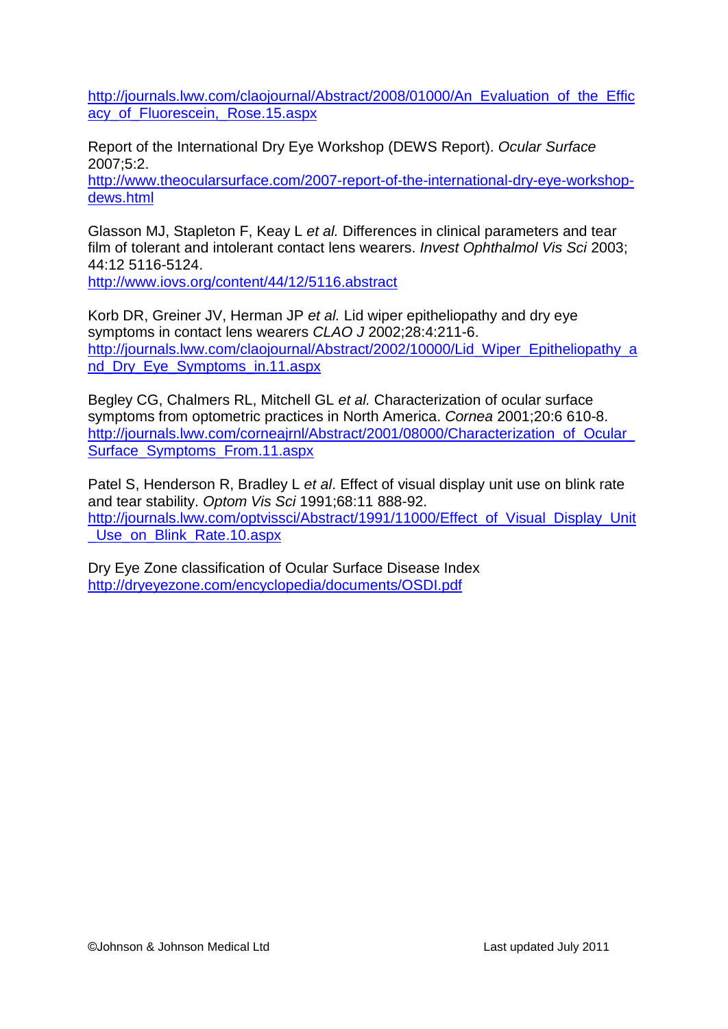http://journals.lww.com/claojournal/Abstract/2008/01000/An_Evaluation_of_the_Efficacy_of_Fluorescein,_Rose.15.aspx

Report of the International Dry Eye Workshop (DEWS Report). *Ocular Surface* 2007;5:2.
http://www.theocularsurface.com/2007-report-of-the-international-dry-eye-workshop-dews.html

Glasson MJ, Stapleton F, Keay L *et al.* Differences in clinical parameters and tear film of tolerant and intolerant contact lens wearers. *Invest Ophthalmol Vis Sci* 2003; 44:12 5116-5124.
http://www.iovs.org/content/44/12/5116.abstract

Korb DR, Greiner JV, Herman JP *et al.* Lid wiper epitheliopathy and dry eye symptoms in contact lens wearers *CLAO J* 2002;28:4:211-6.
http://journals.lww.com/claojournal/Abstract/2002/10000/Lid_Wiper_Epitheliopathy_and_Dry_Eye_Symptoms_in.11.aspx

Begley CG, Chalmers RL, Mitchell GL *et al.* Characterization of ocular surface symptoms from optometric practices in North America. *Cornea* 2001;20:6 610-8.
http://journals.lww.com/corneajrnl/Abstract/2001/08000/Characterization_of_Ocular_Surface_Symptoms_From.11.aspx

Patel S, Henderson R, Bradley L *et al*. Effect of visual display unit use on blink rate and tear stability. *Optom Vis Sci* 1991;68:11 888-92.
http://journals.lww.com/optvissci/Abstract/1991/11000/Effect_of_Visual_Display_Unit_Use_on_Blink_Rate.10.aspx

Dry Eye Zone classification of Ocular Surface Disease Index
http://dryeyezone.com/encyclopedia/documents/OSDI.pdf

©Johnson & Johnson Medical Ltd Last updated July 2011